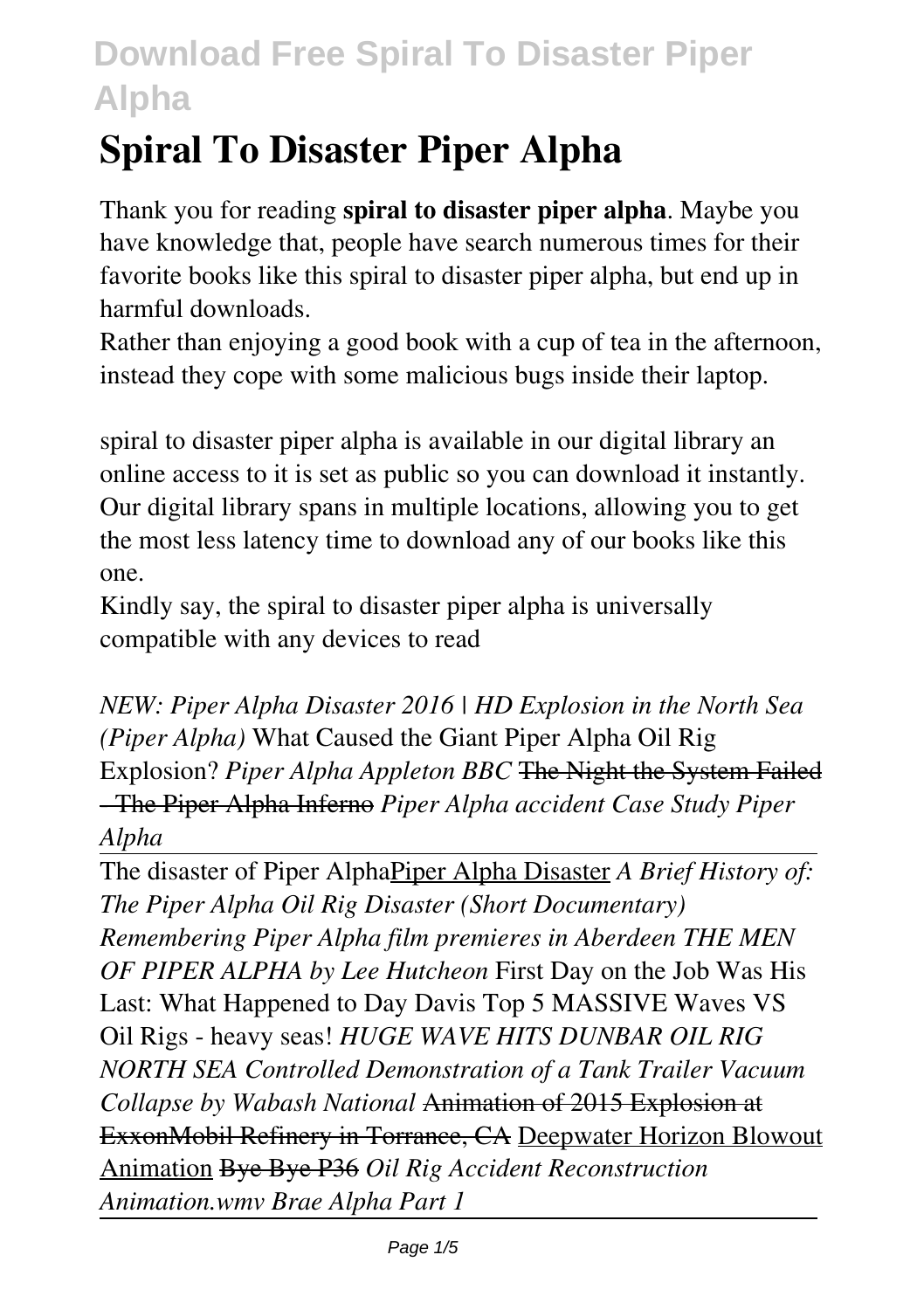# Spiral To Disaster Piper Alpha

Thank you for reading **spiral to disaster piper alpha**. Maybe you have knowledge that, people have search numerous times for their favorite books like this spiral to disaster piper alpha, but end up in harmful downloads.

Rather than enjoying a good book with a cup of tea in the afternoon, instead they cope with some malicious bugs inside their laptop.

spiral to disaster piper alpha is available in our digital library an online access to it is set as public so you can download it instantly. Our digital library spans in multiple locations, allowing you to get the most less latency time to download any of our books like this one.

Kindly say, the spiral to disaster piper alpha is universally compatible with any devices to read

*NEW: Piper Alpha Disaster 2016 | HD Explosion in the North Sea (Piper Alpha)* What Caused the Giant Piper Alpha Oil Rig Explosion? *Piper Alpha Appleton BBC* ~~The Night the System Failed - The Piper Alpha Inferno~~ *Piper Alpha accident Case Study Piper Alpha*

---

The disaster of Piper AlphaPiper Alpha Disaster *A Brief History of: The Piper Alpha Oil Rig Disaster (Short Documentary) Remembering Piper Alpha film premieres in Aberdeen THE MEN OF PIPER ALPHA by Lee Hutcheon* First Day on the Job Was His Last: What Happened to Day Davis Top 5 MASSIVE Waves VS Oil Rigs - heavy seas! *HUGE WAVE HITS DUNBAR OIL RIG NORTH SEA Controlled Demonstration of a Tank Trailer Vacuum Collapse by Wabash National* ~~Animation of 2015 Explosion at ExxonMobil Refinery in Torrance, CA~~ Deepwater Horizon Blowout Animation ~~Bye Bye P36~~ *Oil Rig Accident Reconstruction Animation.wmv Brae Alpha Part 1*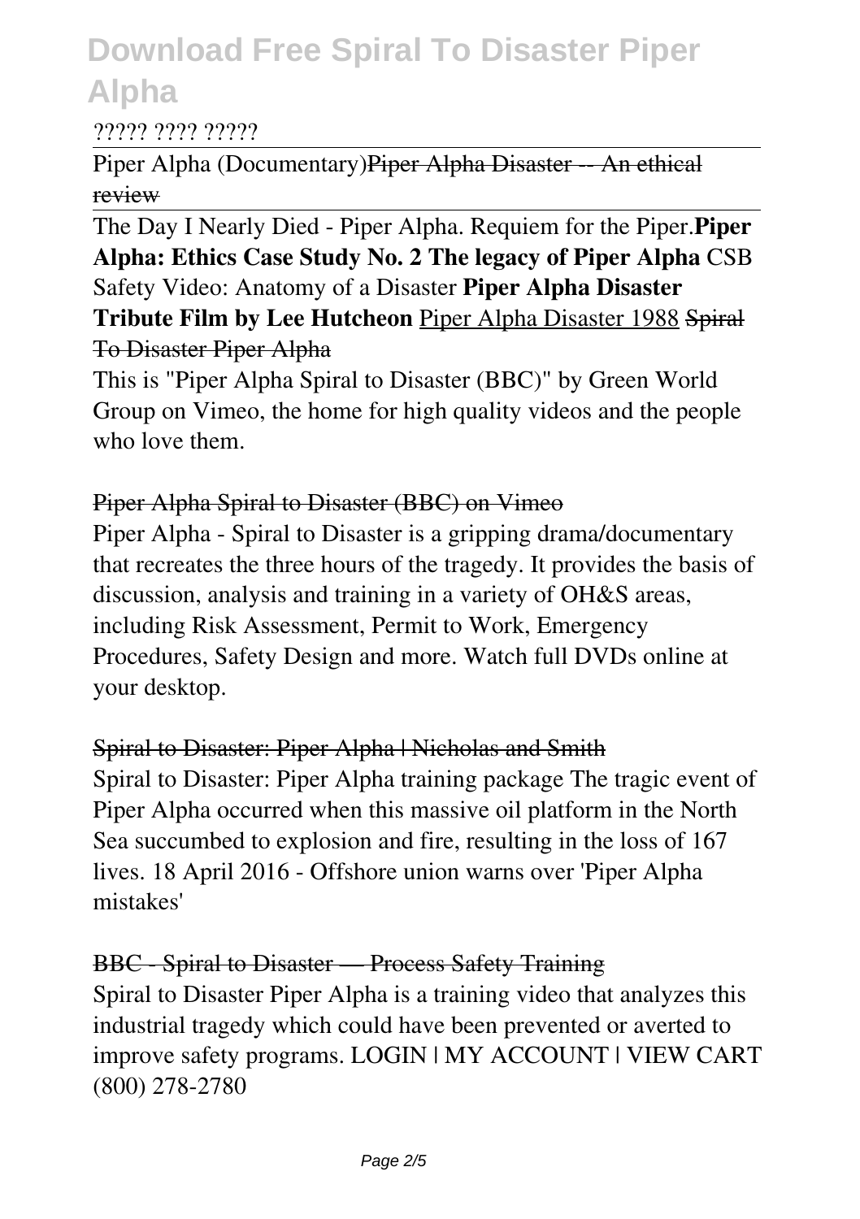# Download Free Spiral To Disaster Piper Alpha

????? ???? ?????

Piper Alpha (Documentary)~~Piper Alpha Disaster -- An ethical review~~

The Day I Nearly Died - Piper Alpha. Requiem for the Piper.**Piper Alpha: Ethics Case Study No. 2 The legacy of Piper Alpha** CSB Safety Video: Anatomy of a Disaster **Piper Alpha Disaster Tribute Film by Lee Hutcheon** Piper Alpha Disaster 1988 ~~Spiral To Disaster Piper Alpha~~

This is "Piper Alpha Spiral to Disaster (BBC)" by Green World Group on Vimeo, the home for high quality videos and the people who love them.

~~Piper Alpha Spiral to Disaster (BBC) on Vimeo~~

Piper Alpha - Spiral to Disaster is a gripping drama/documentary that recreates the three hours of the tragedy. It provides the basis of discussion, analysis and training in a variety of OH&S areas, including Risk Assessment, Permit to Work, Emergency Procedures, Safety Design and more. Watch full DVDs online at your desktop.

~~Spiral to Disaster: Piper Alpha | Nicholas and Smith~~

Spiral to Disaster: Piper Alpha training package The tragic event of Piper Alpha occurred when this massive oil platform in the North Sea succumbed to explosion and fire, resulting in the loss of 167 lives. 18 April 2016 - Offshore union warns over 'Piper Alpha mistakes'

~~BBC - Spiral to Disaster — Process Safety Training~~

Spiral to Disaster Piper Alpha is a training video that analyzes this industrial tragedy which could have been prevented or averted to improve safety programs. LOGIN | MY ACCOUNT | VIEW CART (800) 278-2780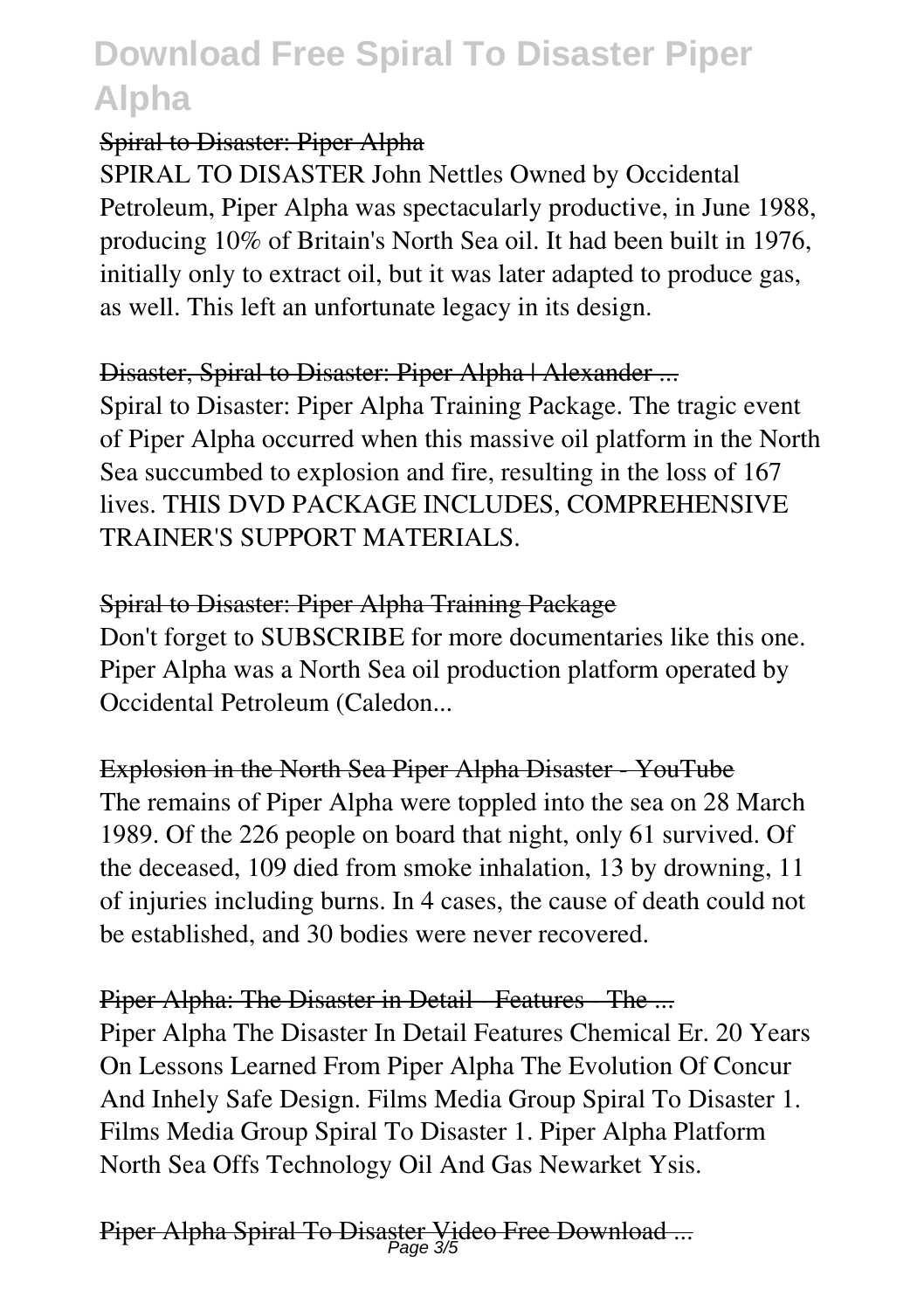## Spiral to Disaster: Piper Alpha

SPIRAL TO DISASTER John Nettles Owned by Occidental Petroleum, Piper Alpha was spectacularly productive, in June 1988, producing 10% of Britain's North Sea oil. It had been built in 1976, initially only to extract oil, but it was later adapted to produce gas, as well. This left an unfortunate legacy in its design.

## Disaster, Spiral to Disaster: Piper Alpha | Alexander ...

Spiral to Disaster: Piper Alpha Training Package. The tragic event of Piper Alpha occurred when this massive oil platform in the North Sea succumbed to explosion and fire, resulting in the loss of 167 lives. THIS DVD PACKAGE INCLUDES, COMPREHENSIVE TRAINER'S SUPPORT MATERIALS.

## Spiral to Disaster: Piper Alpha Training Package

Don't forget to SUBSCRIBE for more documentaries like this one. Piper Alpha was a North Sea oil production platform operated by Occidental Petroleum (Caledon...

## Explosion in the North Sea Piper Alpha Disaster - YouTube

The remains of Piper Alpha were toppled into the sea on 28 March 1989. Of the 226 people on board that night, only 61 survived. Of the deceased, 109 died from smoke inhalation, 13 by drowning, 11 of injuries including burns. In 4 cases, the cause of death could not be established, and 30 bodies were never recovered.

## Piper Alpha: The Disaster in Detail - Features - The ...

Piper Alpha The Disaster In Detail Features Chemical Er. 20 Years On Lessons Learned From Piper Alpha The Evolution Of Concur And Inhely Safe Design. Films Media Group Spiral To Disaster 1. Films Media Group Spiral To Disaster 1. Piper Alpha Platform North Sea Offs Technology Oil And Gas Newarket Ysis.

## Piper Alpha Spiral To Disaster Video Free Download ...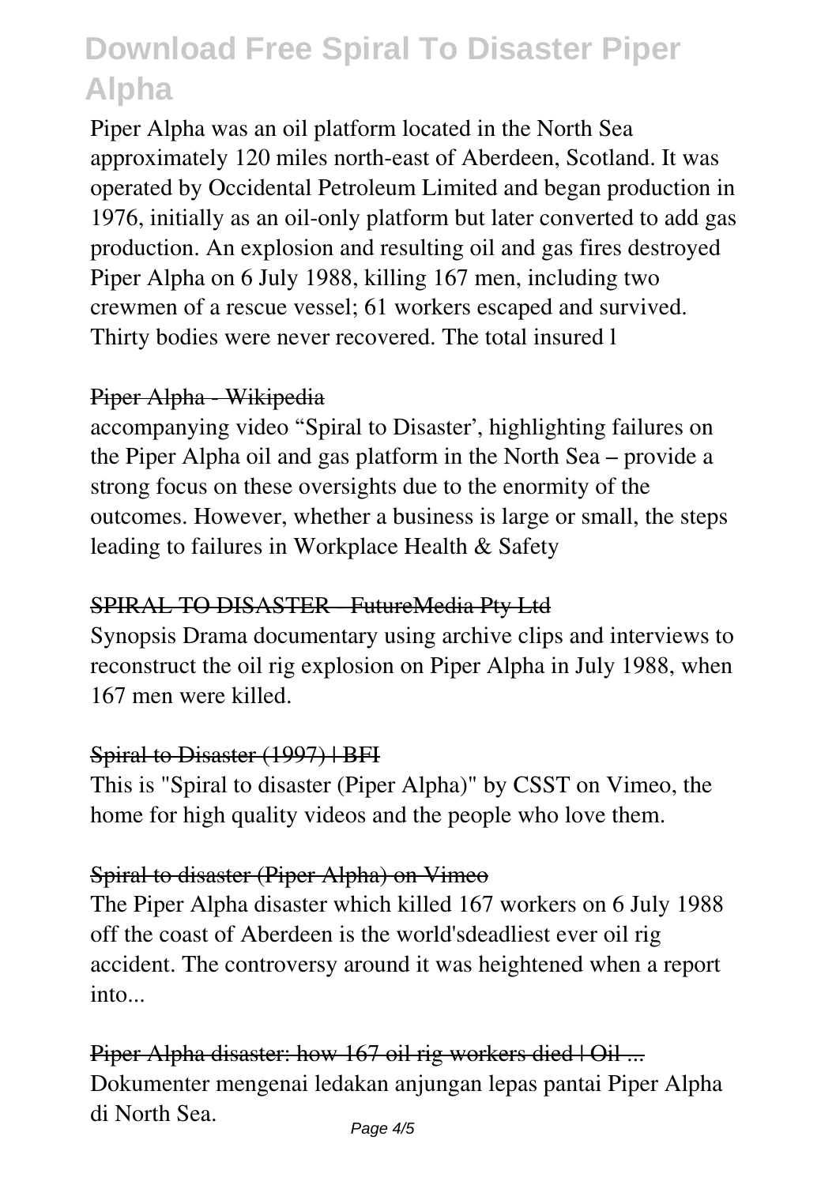Piper Alpha was an oil platform located in the North Sea approximately 120 miles north-east of Aberdeen, Scotland. It was operated by Occidental Petroleum Limited and began production in 1976, initially as an oil-only platform but later converted to add gas production. An explosion and resulting oil and gas fires destroyed Piper Alpha on 6 July 1988, killing 167 men, including two crewmen of a rescue vessel; 61 workers escaped and survived. Thirty bodies were never recovered. The total insured l

Piper Alpha - Wikipedia

accompanying video "Spiral to Disaster', highlighting failures on the Piper Alpha oil and gas platform in the North Sea – provide a strong focus on these oversights due to the enormity of the outcomes. However, whether a business is large or small, the steps leading to failures in Workplace Health & Safety

SPIRAL TO DISASTER - FutureMedia Pty Ltd

Synopsis Drama documentary using archive clips and interviews to reconstruct the oil rig explosion on Piper Alpha in July 1988, when 167 men were killed.

Spiral to Disaster (1997) | BFI

This is "Spiral to disaster (Piper Alpha)" by CSST on Vimeo, the home for high quality videos and the people who love them.

Spiral to disaster (Piper Alpha) on Vimeo

The Piper Alpha disaster which killed 167 workers on 6 July 1988 off the coast of Aberdeen is the world'sdeadliest ever oil rig accident. The controversy around it was heightened when a report into...

Piper Alpha disaster: how 167 oil rig workers died | Oil ...

Dokumenter mengenai ledakan anjungan lepas pantai Piper Alpha di North Sea.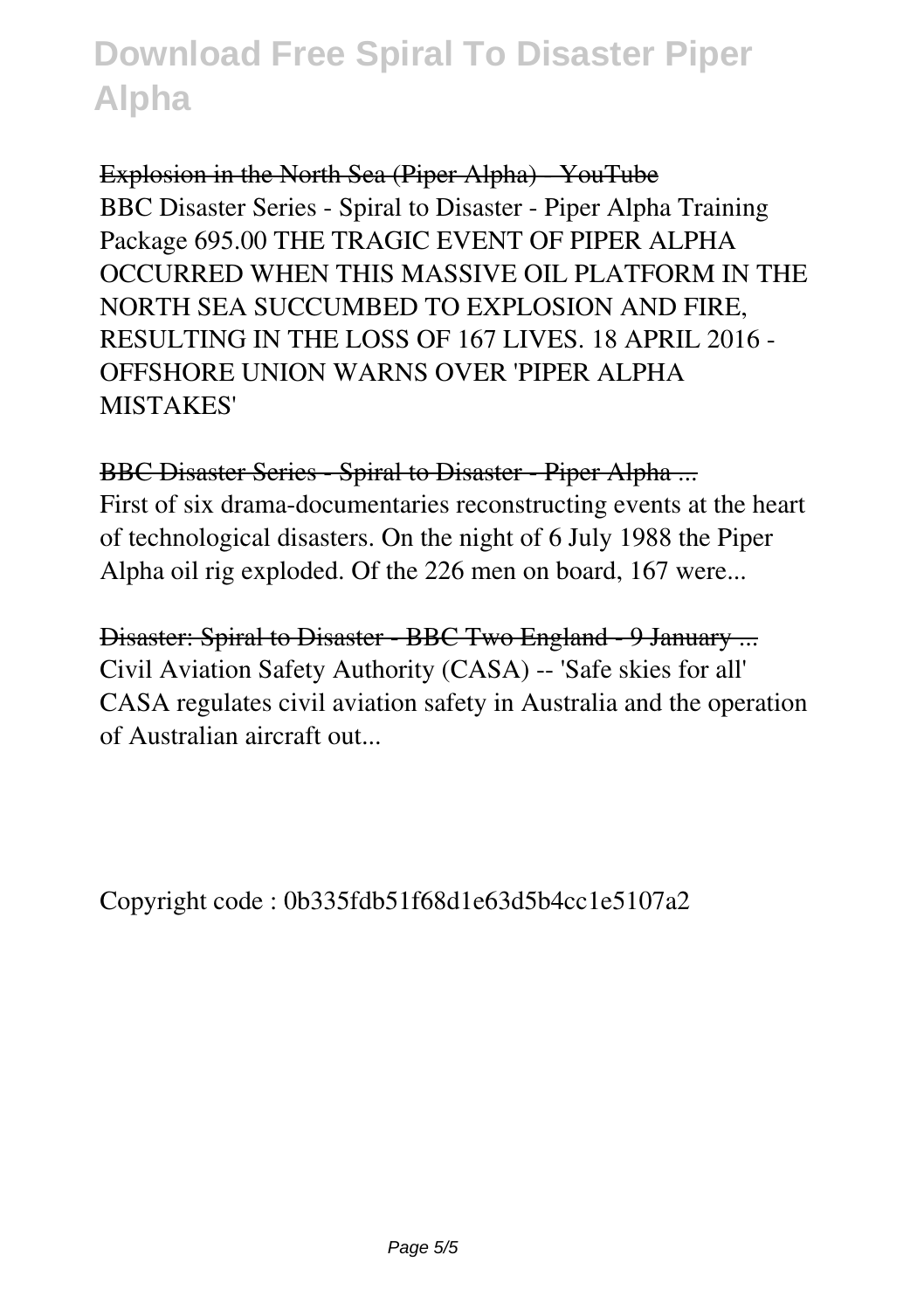Explosion in the North Sea (Piper Alpha) - YouTube

BBC Disaster Series - Spiral to Disaster - Piper Alpha Training Package 695.00 THE TRAGIC EVENT OF PIPER ALPHA OCCURRED WHEN THIS MASSIVE OIL PLATFORM IN THE NORTH SEA SUCCUMBED TO EXPLOSION AND FIRE, RESULTING IN THE LOSS OF 167 LIVES. 18 APRIL 2016 - OFFSHORE UNION WARNS OVER 'PIPER ALPHA MISTAKES'

BBC Disaster Series - Spiral to Disaster - Piper Alpha ...

First of six drama-documentaries reconstructing events at the heart of technological disasters. On the night of 6 July 1988 the Piper Alpha oil rig exploded. Of the 226 men on board, 167 were...

Disaster: Spiral to Disaster - BBC Two England - 9 January ...

Civil Aviation Safety Authority (CASA) -- 'Safe skies for all' CASA regulates civil aviation safety in Australia and the operation of Australian aircraft out...

Copyright code : 0b335fdb51f68d1e63d5b4cc1e5107a2